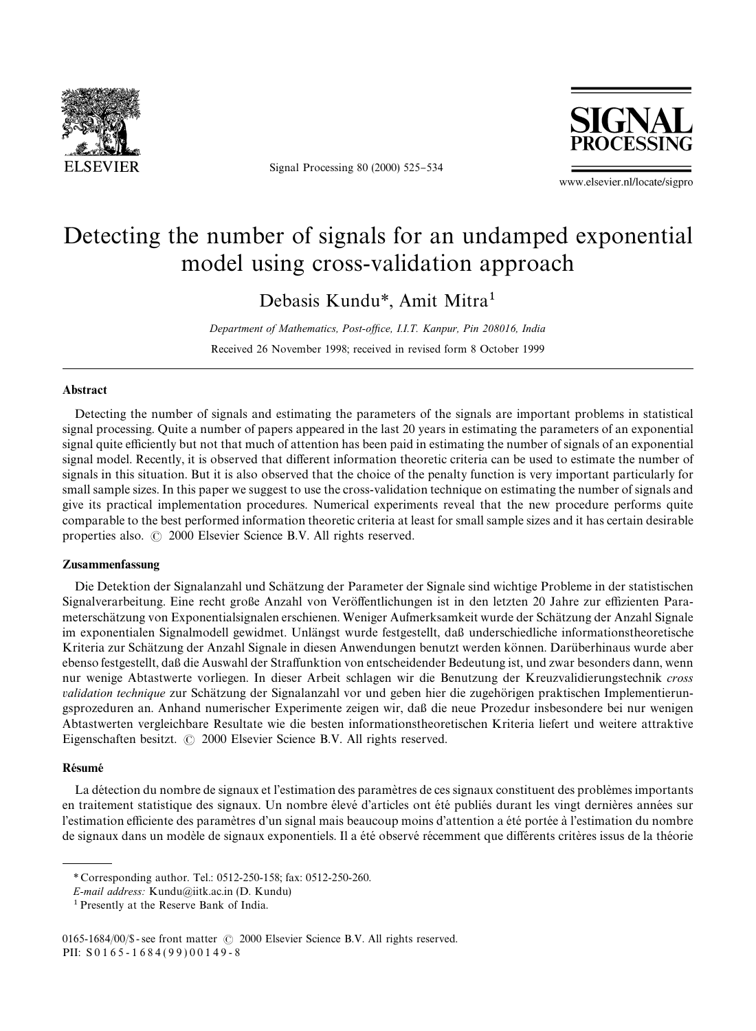# Detecting the number of signals for an undamped exponential model using cross-validation approach

Debasis Kundu*, Amit Mitra[1]

*Department of Mathematics, Post-office, I.I.T. Kanpur, Pin 208016, India*

Received 26 November 1998; received in revised form 8 October 1999

## Abstract

Detecting the number of signals and estimating the parameters of the signals are important problems in statistical signal processing. Quite a number of papers appeared in the last 20 years in estimating the parameters of an exponential signal quite efficiently but not that much of attention has been paid in estimating the number of signals of an exponential signal model. Recently, it is observed that different information theoretic criteria can be used to estimate the number of signals in this situation. But it is also observed that the choice of the penalty function is very important particularly for small sample sizes. In this paper we suggest to use the cross-validation technique on estimating the number of signals and give its practical implementation procedures. Numerical experiments reveal that the new procedure performs quite comparable to the best performed information theoretic criteria at least for small sample sizes and it has certain desirable properties also. © 2000 Elsevier Science B.V. All rights reserved.

## Zusammenfassung

Die Detektion der Signalanzahl und Schätzung der Parameter der Signale sind wichtige Probleme in der statistischen Signalverarbeitung. Eine recht große Anzahl von Veröffentlichungen ist in den letzten 20 Jahre zur effizienten Parameterschätzung von Exponentialsignalen erschienen. Weniger Aufmerksamkeit wurde der Schätzung der Anzahl Signale im exponentialen Signalmodell gewidmet. Unlängst wurde festgestellt, daß underschiedliche informationstheoretische Kriteria zur Schätzung der Anzahl Signale in diesen Anwendungen benutzt werden können. Darüberhinaus wurde aber ebenso festgestellt, daß die Auswahl der Straffunktion von entscheidender Bedeutung ist, und zwar besonders dann, wenn nur wenige Abtastwerte vorliegen. In dieser Arbeit schlagen wir die Benutzung der Kreuzvalidierungstechnik *cross validation technique* zur Schätzung der Signalanzahl vor und geben hier die zugehörigen praktischen Implementierungsprozeduren an. Anhand numerischer Experimente zeigen wir, daß die neue Prozedur insbesondere bei nur wenigen Abtastwerten vergleichbare Resultate wie die besten informationstheoretischen Kriteria liefert und weitere attraktive Eigenschaften besitzt. © 2000 Elsevier Science B.V. All rights reserved.

## Résumé

La détection du nombre de signaux et l'estimation des paramètres de ces signaux constituent des problèmes importants en traitement statistique des signaux. Un nombre élevé d'articles ont été publiés durant les vingt dernières années sur l'estimation efficiente des paramètres d'un signal mais beaucoup moins d'attention a été portée à l'estimation du nombre de signaux dans un modèle de signaux exponentiels. Il a été observé récemment que différents critères issus de la théorie

---

* Corresponding author. Tel.: 0512-250-158; fax: 0512-250-260.
*E-mail address:* Kundu@iitk.ac.in (D. Kundu)

[1] Presently at the Reserve Bank of India.

0165-1684/00/$ - see front matter © 2000 Elsevier Science B.V. All rights reserved.
PII: S0165-1684(99)00149-8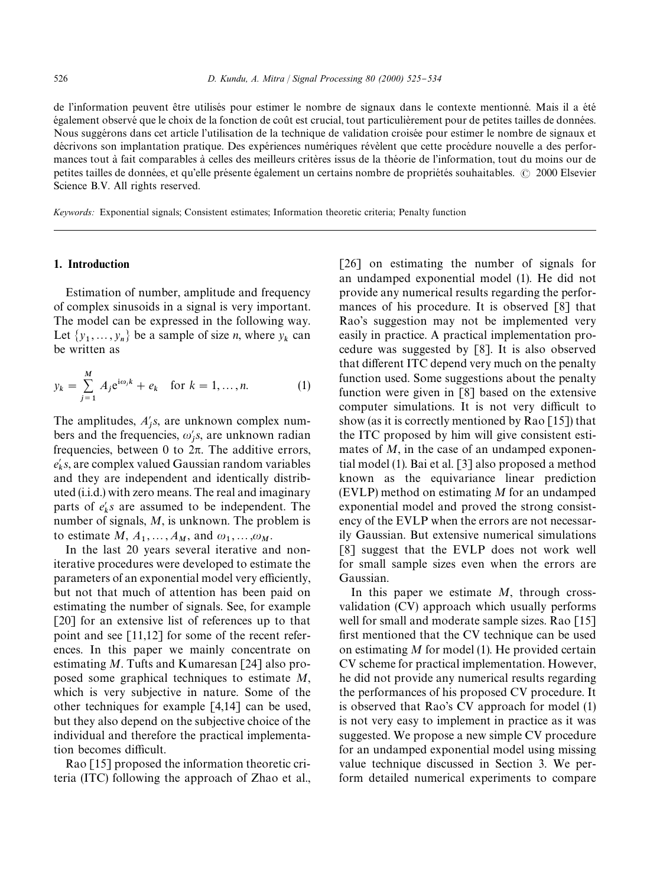de l'information peuvent être utilisés pour estimer le nombre de signaux dans le contexte mentionné. Mais il a été également observé que le choix de la fonction de coût est crucial, tout particulièrement pour de petites tailles de données. Nous suggérons dans cet article l'utilisation de la technique de validation croisée pour estimer le nombre de signaux et décrivons son implantation pratique. Des expériences numériques révèlent que cette procédure nouvelle a des performances tout à fait comparables à celles des meilleurs critères issus de la théorie de l'information, tout du moins our de petites tailles de données, et qu'elle présente également un certains nombre de propriétés souhaitables. © 2000 Elsevier Science B.V. All rights reserved.

*Keywords:* Exponential signals; Consistent estimates; Information theoretic criteria; Penalty function

## 1. Introduction

Estimation of number, amplitude and frequency of complex sinusoids in a signal is very important. The model can be expressed in the following way. Let $\{y_1, \ldots, y_n\}$ be a sample of size $n$, where $y_k$ can be written as

$$y_k = \sum_{j=1}^{M} A_j e^{i\omega_j k} + e_k \quad \text{for } k = 1, \ldots, n. \tag{1}$$

The amplitudes, $A_j'$s, are unknown complex numbers and the frequencies, $\omega_j'$s, are unknown radian frequencies, between 0 to $2\pi$. The additive errors, $e_k'$s, are complex valued Gaussian random variables and they are independent and identically distributed (i.i.d.) with zero means. The real and imaginary parts of $e_k'$s are assumed to be independent. The number of signals, $M$, is unknown. The problem is to estimate $M$, $A_1, \ldots, A_M$, and $\omega_1, \ldots, \omega_M$.

In the last 20 years several iterative and non-iterative procedures were developed to estimate the parameters of an exponential model very efficiently, but not that much of attention has been paid on estimating the number of signals. See, for example [20] for an extensive list of references up to that point and see [11,12] for some of the recent references. In this paper we mainly concentrate on estimating $M$. Tufts and Kumaresan [24] also proposed some graphical techniques to estimate $M$, which is very subjective in nature. Some of the other techniques for example [4,14] can be used, but they also depend on the subjective choice of the individual and therefore the practical implementation becomes difficult.

Rao [15] proposed the information theoretic criteria (ITC) following the approach of Zhao et al., [26] on estimating the number of signals for an undamped exponential model (1). He did not provide any numerical results regarding the performances of his procedure. It is observed [8] that Rao's suggestion may not be implemented very easily in practice. A practical implementation procedure was suggested by [8]. It is also observed that different ITC depend very much on the penalty function used. Some suggestions about the penalty function were given in [8] based on the extensive computer simulations. It is not very difficult to show (as it is correctly mentioned by Rao [15]) that the ITC proposed by him will give consistent estimates of $M$, in the case of an undamped exponential model (1). Bai et al. [3] also proposed a method known as the equivariance linear prediction (EVLP) method on estimating $M$ for an undamped exponential model and proved the strong consistency of the EVLP when the errors are not necessarily Gaussian. But extensive numerical simulations [8] suggest that the EVLP does not work well for small sample sizes even when the errors are Gaussian.

In this paper we estimate $M$, through cross-validation (CV) approach which usually performs well for small and moderate sample sizes. Rao [15] first mentioned that the CV technique can be used on estimating $M$ for model (1). He provided certain CV scheme for practical implementation. However, he did not provide any numerical results regarding the performances of his proposed CV procedure. It is observed that Rao's CV approach for model (1) is not very easy to implement in practice as it was suggested. We propose a new simple CV procedure for an undamped exponential model using missing value technique discussed in Section 3. We perform detailed numerical experiments to compare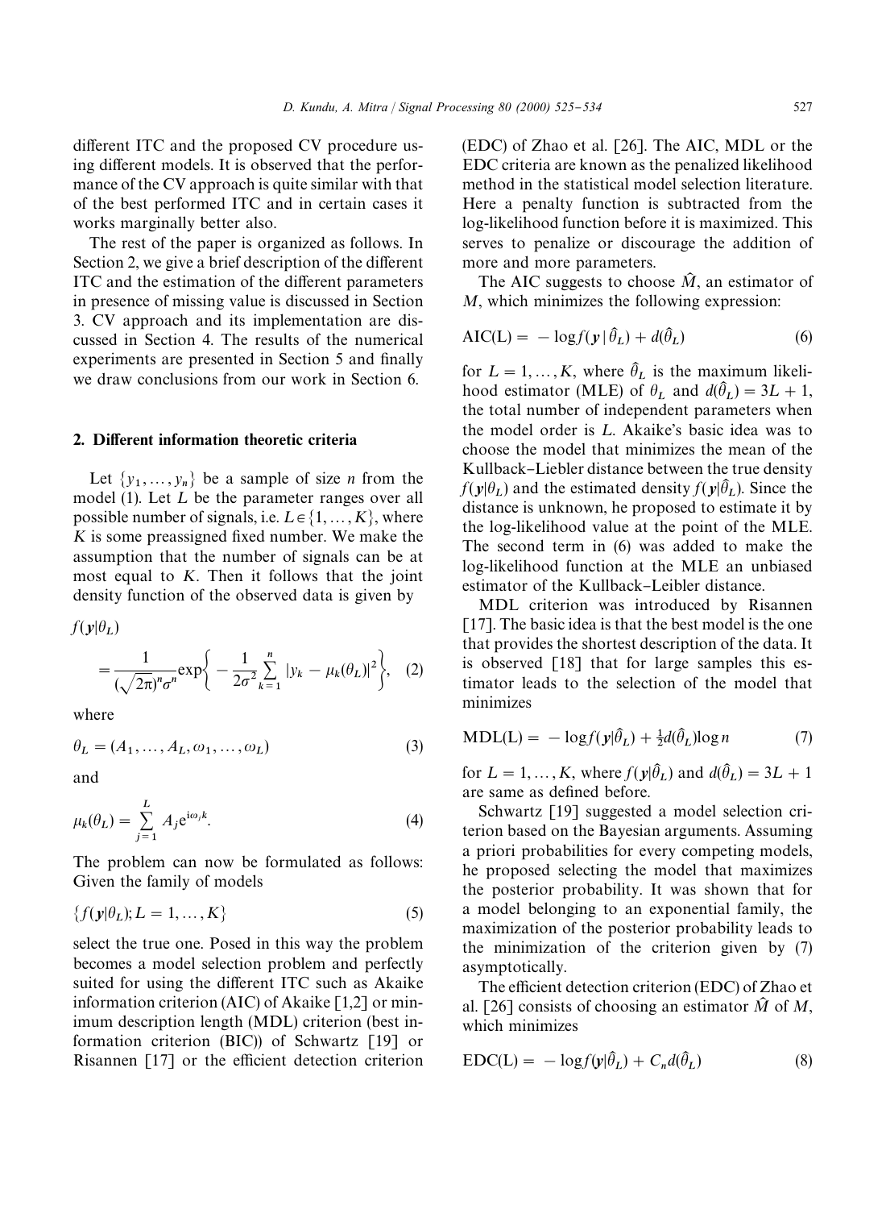different ITC and the proposed CV procedure using different models. It is observed that the performance of the CV approach is quite similar with that of the best performed ITC and in certain cases it works marginally better also.

The rest of the paper is organized as follows. In Section 2, we give a brief description of the different ITC and the estimation of the different parameters in presence of missing value is discussed in Section 3. CV approach and its implementation are discussed in Section 4. The results of the numerical experiments are presented in Section 5 and finally we draw conclusions from our work in Section 6.

## 2. Different information theoretic criteria

Let $\{y_1, \ldots, y_n\}$ be a sample of size $n$ from the model (1). Let $L$ be the parameter ranges over all possible number of signals, i.e. $L \in \{1, \ldots, K\}$, where $K$ is some preassigned fixed number. We make the assumption that the number of signals can be at most equal to $K$. Then it follows that the joint density function of the observed data is given by

$$f(\boldsymbol{y}|\theta_L) = \frac{1}{(\sqrt{2\pi})^n \sigma^n} \exp\left\{ -\frac{1}{2\sigma^2} \sum_{k=1}^{n} |y_k - \mu_k(\theta_L)|^2 \right\}, \quad (2)$$

where

$$\theta_L = (A_1, \ldots, A_L, \omega_1, \ldots, \omega_L) \quad (3)$$

and

$$\mu_k(\theta_L) = \sum_{j=1}^{L} A_j \mathrm{e}^{\mathrm{i}\omega_j k}. \quad (4)$$

The problem can now be formulated as follows: Given the family of models

$$\{f(\boldsymbol{y}|\theta_L); L = 1, \ldots, K\} \quad (5)$$

select the true one. Posed in this way the problem becomes a model selection problem and perfectly suited for using the different ITC such as Akaike information criterion (AIC) of Akaike [1,2] or minimum description length (MDL) criterion (best information criterion (BIC)) of Schwartz [19] or Risannen [17] or the efficient detection criterion (EDC) of Zhao et al. [26]. The AIC, MDL or the EDC criteria are known as the penalized likelihood method in the statistical model selection literature. Here a penalty function is subtracted from the log-likelihood function before it is maximized. This serves to penalize or discourage the addition of more and more parameters.

The AIC suggests to choose $\hat{M}$, an estimator of $M$, which minimizes the following expression:

$$\mathrm{AIC(L)} = -\log f(\boldsymbol{y} \,|\, \hat{\theta}_L) + d(\hat{\theta}_L) \quad (6)$$

for $L = 1, \ldots, K$, where $\hat{\theta}_L$ is the maximum likelihood estimator (MLE) of $\theta_L$ and $d(\hat{\theta}_L) = 3L + 1$, the total number of independent parameters when the model order is $L$. Akaike's basic idea was to choose the model that minimizes the mean of the Kullback–Liebler distance between the true density $f(\boldsymbol{y}|\theta_L)$ and the estimated density $f(\boldsymbol{y}|\hat{\theta}_L)$. Since the distance is unknown, he proposed to estimate it by the log-likelihood value at the point of the MLE. The second term in (6) was added to make the log-likelihood function at the MLE an unbiased estimator of the Kullback–Liebler distance.

MDL criterion was introduced by Risannen [17]. The basic idea is that the best model is the one that provides the shortest description of the data. It is observed [18] that for large samples this estimator leads to the selection of the model that minimizes

$$\mathrm{MDL(L)} = -\log f(\boldsymbol{y}|\hat{\theta}_L) + \tfrac{1}{2} d(\hat{\theta}_L) \log n \quad (7)$$

for $L = 1, \ldots, K$, where $f(\boldsymbol{y}|\hat{\theta}_L)$ and $d(\hat{\theta}_L) = 3L + 1$ are same as defined before.

Schwartz [19] suggested a model selection criterion based on the Bayesian arguments. Assuming a priori probabilities for every competing models, he proposed selecting the model that maximizes the posterior probability. It was shown that for a model belonging to an exponential family, the maximization of the posterior probability leads to the minimization of the criterion given by (7) asymptotically.

The efficient detection criterion (EDC) of Zhao et al. [26] consists of choosing an estimator $\hat{M}$ of $M$, which minimizes

$$\mathrm{EDC(L)} = -\log f(\boldsymbol{y}|\hat{\theta}_L) + C_n d(\hat{\theta}_L) \quad (8)$$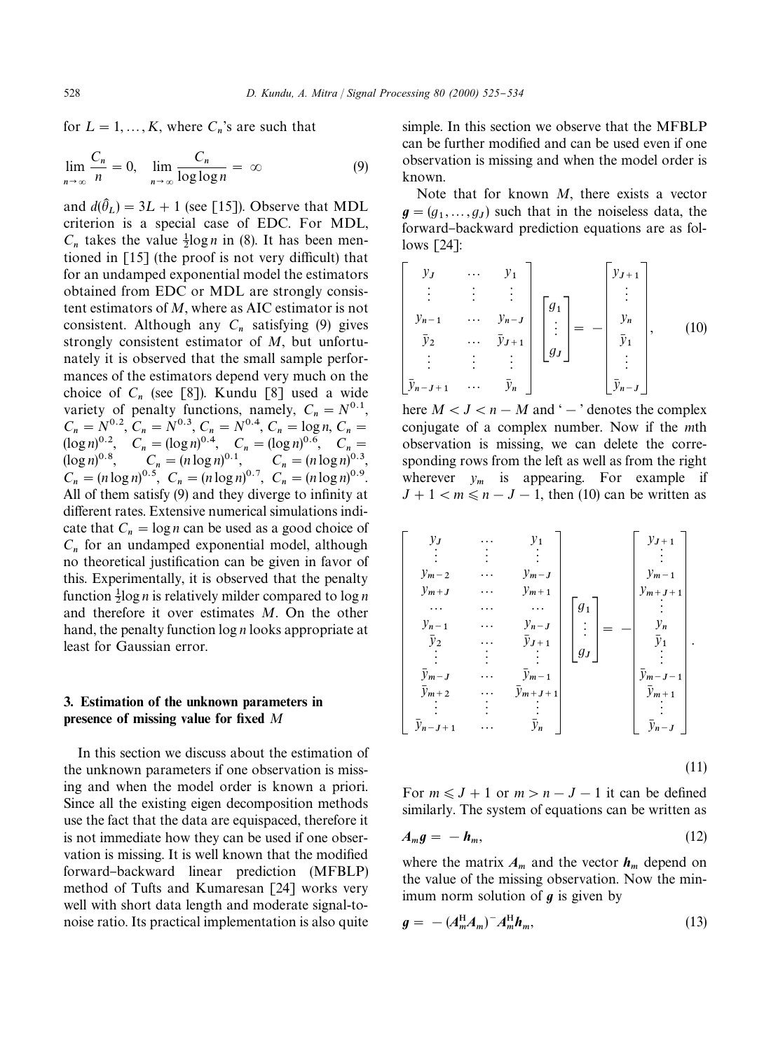for $L = 1, \ldots, K$, where $C_n$'s are such that

$$\lim_{n \to \infty} \frac{C_n}{n} = 0, \quad \lim_{n \to \infty} \frac{C_n}{\log \log n} = \infty \tag{9}$$

and $d(\hat{\theta}_L) = 3L + 1$ (see [15]). Observe that MDL criterion is a special case of EDC. For MDL, $C_n$ takes the value $\frac{1}{2}\log n$ in (8). It has been mentioned in [15] (the proof is not very difficult) that for an undamped exponential model the estimators obtained from EDC or MDL are strongly consistent estimators of $M$, where as AIC estimator is not consistent. Although any $C_n$ satisfying (9) gives strongly consistent estimator of $M$, but unfortunately it is observed that the small sample performances of the estimators depend very much on the choice of $C_n$ (see [8]). Kundu [8] used a wide variety of penalty functions, namely, $C_n = N^{0.1}$, $C_n = N^{0.2}$, $C_n = N^{0.3}$, $C_n = N^{0.4}$, $C_n = \log n$, $C_n = (\log n)^{0.2}$, $C_n = (\log n)^{0.4}$, $C_n = (\log n)^{0.6}$, $C_n = (\log n)^{0.8}$, $C_n = (n \log n)^{0.1}$, $C_n = (n \log n)^{0.3}$, $C_n = (n \log n)^{0.5}$, $C_n = (n \log n)^{0.7}$, $C_n = (n \log n)^{0.9}$. All of them satisfy (9) and they diverge to infinity at different rates. Extensive numerical simulations indicate that $C_n = \log n$ can be used as a good choice of $C_n$ for an undamped exponential model, although no theoretical justification can be given in favor of this. Experimentally, it is observed that the penalty function $\frac{1}{2}\log n$ is relatively milder compared to $\log n$ and therefore it over estimates $M$. On the other hand, the penalty function $\log n$ looks appropriate at least for Gaussian error.

## 3. Estimation of the unknown parameters in presence of missing value for fixed $M$

In this section we discuss about the estimation of the unknown parameters if one observation is missing and when the model order is known a priori. Since all the existing eigen decomposition methods use the fact that the data are equispaced, therefore it is not immediate how they can be used if one observation is missing. It is well known that the modified forward–backward linear prediction (MFBLP) method of Tufts and Kumaresan [24] works very well with short data length and moderate signal-to-noise ratio. Its practical implementation is also quite simple. In this section we observe that the MFBLP can be further modified and can be used even if one observation is missing and when the model order is known.

Note that for known $M$, there exists a vector $\boldsymbol{g} = (g_1, \ldots, g_J)$ such that in the noiseless data, the forward–backward prediction equations are as follows [24]:

$$\begin{bmatrix} y_J & \cdots & y_1 \\ \vdots & \vdots & \vdots \\ y_{n-1} & \cdots & y_{n-J} \\ \bar{y}_2 & \cdots & \bar{y}_{J+1} \\ \vdots & \vdots & \vdots \\ \bar{y}_{n-J+1} & \cdots & \bar{y}_n \end{bmatrix} \begin{bmatrix} g_1 \\ \vdots \\ g_J \end{bmatrix} = - \begin{bmatrix} y_{J+1} \\ \vdots \\ y_n \\ \bar{y}_1 \\ \vdots \\ \bar{y}_{n-J} \end{bmatrix}, \tag{10}$$

here $M < J < n - M$ and '$-$' denotes the complex conjugate of a complex number. Now if the $m$th observation is missing, we can delete the corresponding rows from the left as well as from the right wherever $y_m$ is appearing. For example if $J + 1 < m \leqslant n - J - 1$, then (10) can be written as

$$\begin{bmatrix} y_J & \cdots & y_1 \\ \vdots & \vdots & \vdots \\ y_{m-2} & \cdots & y_{m-J} \\ y_{m+J} & \cdots & y_{m+1} \\ \cdots & \cdots & \cdots \\ y_{n-1} & \cdots & y_{n-J} \\ \bar{y}_2 & \cdots & \bar{y}_{J+1} \\ \vdots & \vdots & \vdots \\ \bar{y}_{m-J} & \cdots & \bar{y}_{m-1} \\ \bar{y}_{m+2} & \cdots & \bar{y}_{m+J+1} \\ \vdots & \vdots & \vdots \\ \bar{y}_{n-J+1} & \cdots & \bar{y}_n \end{bmatrix} \begin{bmatrix} g_1 \\ \vdots \\ g_J \end{bmatrix} = - \begin{bmatrix} y_{J+1} \\ \vdots \\ y_{m-1} \\ y_{m+J+1} \\ \vdots \\ y_n \\ \bar{y}_1 \\ \vdots \\ \bar{y}_{m-J-1} \\ \bar{y}_{m+1} \\ \vdots \\ \bar{y}_{n-J} \end{bmatrix}. \tag{11}$$

For $m \leqslant J + 1$ or $m > n - J - 1$ it can be defined similarly. The system of equations can be written as

$$\boldsymbol{A}_m \boldsymbol{g} = -\boldsymbol{h}_m, \tag{12}$$

where the matrix $\boldsymbol{A}_m$ and the vector $\boldsymbol{h}_m$ depend on the value of the missing observation. Now the minimum norm solution of $\boldsymbol{g}$ is given by

$$\boldsymbol{g} = -(\boldsymbol{A}_m^{\mathrm{H}} \boldsymbol{A}_m)^{-} \boldsymbol{A}_m^{\mathrm{H}} \boldsymbol{h}_m, \tag{13}$$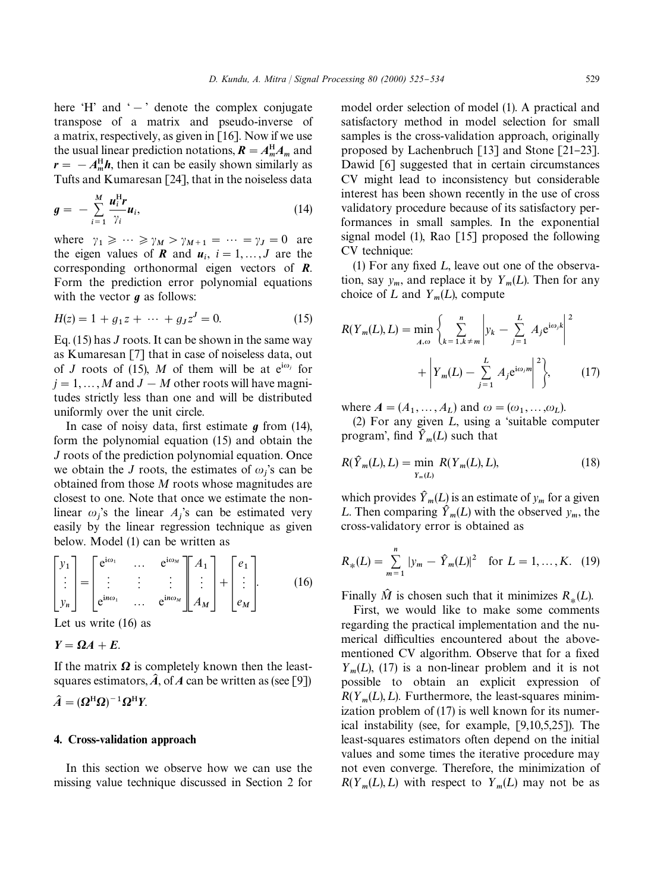here 'H' and ' $-$ ' denote the complex conjugate transpose of a matrix and pseudo-inverse of a matrix, respectively, as given in [16]. Now if we use the usual linear prediction notations, $\boldsymbol{R} = \boldsymbol{A}_m^{\mathrm{H}}\boldsymbol{A}_m$ and $\boldsymbol{r} = -\boldsymbol{A}_m^{\mathrm{H}}\boldsymbol{h}$, then it can be easily shown similarly as Tufts and Kumaresan [24], that in the noiseless data

$$\boldsymbol{g} = -\sum_{i=1}^{M} \frac{\boldsymbol{u}_i^{\mathrm{H}}\boldsymbol{r}}{\gamma_i}\boldsymbol{u}_i, \tag{14}$$

where $\gamma_1 \geqslant \cdots \geqslant \gamma_M > \gamma_{M+1} = \cdots = \gamma_J = 0$ are the eigen values of $\boldsymbol{R}$ and $\boldsymbol{u}_i$, $i = 1, \ldots, J$ are the corresponding orthonormal eigen vectors of $\boldsymbol{R}$. Form the prediction error polynomial equations with the vector $\boldsymbol{g}$ as follows:

$$H(z) = 1 + g_1 z + \cdots + g_J z^J = 0. \tag{15}$$

Eq. (15) has $J$ roots. It can be shown in the same way as Kumaresan [7] that in case of noiseless data, out of $J$ roots of (15), $M$ of them will be at $\mathrm{e}^{\mathrm{i}\omega_j}$ for $j = 1, \ldots, M$ and $J - M$ other roots will have magnitudes strictly less than one and will be distributed uniformly over the unit circle.

In case of noisy data, first estimate $\boldsymbol{g}$ from (14), form the polynomial equation (15) and obtain the $J$ roots of the prediction polynomial equation. Once we obtain the $J$ roots, the estimates of $\omega_j$'s can be obtained from those $M$ roots whose magnitudes are closest to one. Note that once we estimate the non-linear $\omega_j$'s the linear $A_j$'s can be estimated very easily by the linear regression technique as given below. Model (1) can be written as

$$\begin{bmatrix} y_1 \\ \vdots \\ y_n \end{bmatrix} = \begin{bmatrix} \mathrm{e}^{\mathrm{i}\omega_1} & \ldots & \mathrm{e}^{\mathrm{i}\omega_M} \\ \vdots & \vdots & \vdots \\ \mathrm{e}^{\mathrm{i}n\omega_1} & \ldots & \mathrm{e}^{\mathrm{i}n\omega_M} \end{bmatrix} \begin{bmatrix} A_1 \\ \vdots \\ A_M \end{bmatrix} + \begin{bmatrix} e_1 \\ \vdots \\ e_M \end{bmatrix}. \tag{16}$$

Let us write (16) as

$$\boldsymbol{Y} = \boldsymbol{\Omega}\boldsymbol{A} + \boldsymbol{E}.$$

If the matrix $\boldsymbol{\Omega}$ is completely known then the least-squares estimators, $\hat{\boldsymbol{A}}$, of $\boldsymbol{A}$ can be written as (see [9])

$$\hat{\boldsymbol{A}} = (\boldsymbol{\Omega}^{\mathrm{H}}\boldsymbol{\Omega})^{-1}\boldsymbol{\Omega}^{\mathrm{H}}\boldsymbol{Y}.$$

## 4. Cross-validation approach

In this section we observe how we can use the missing value technique discussed in Section 2 for model order selection of model (1). A practical and satisfactory method in model selection for small samples is the cross-validation approach, originally proposed by Lachenbruch [13] and Stone [21–23]. Dawid [6] suggested that in certain circumstances CV might lead to inconsistency but considerable interest has been shown recently in the use of cross validatory procedure because of its satisfactory performances in small samples. In the exponential signal model (1), Rao [15] proposed the following CV technique:

(1) For any fixed $L$, leave out one of the observation, say $y_m$, and replace it by $Y_m(L)$. Then for any choice of $L$ and $Y_m(L)$, compute

$$R(Y_m(L), L) = \min_{A,\omega} \left\{ \sum_{k=1, k \neq m}^{n} \left| y_k - \sum_{j=1}^{L} A_j \mathrm{e}^{\mathrm{i}\omega_j k} \right|^2 + \left| Y_m(L) - \sum_{j=1}^{L} A_j \mathrm{e}^{\mathrm{i}\omega_j m} \right|^2 \right\}, \tag{17}$$

where $\boldsymbol{A} = (A_1, \ldots, A_L)$ and $\omega = (\omega_1, \ldots, \omega_L)$.

(2) For any given $L$, using a 'suitable computer program', find $\hat{Y}_m(L)$ such that

$$R(\hat{Y}_m(L), L) = \min_{Y_m(L)} R(Y_m(L), L), \tag{18}$$

which provides $\hat{Y}_m(L)$ is an estimate of $y_m$ for a given $L$. Then comparing $\hat{Y}_m(L)$ with the observed $y_m$, the cross-validatory error is obtained as

$$R_*(L) = \sum_{m=1}^{n} |y_m - \hat{Y}_m(L)|^2 \quad \text{for } L = 1, \ldots, K. \tag{19}$$

Finally $\hat{M}$ is chosen such that it minimizes $R_*(L)$.

First, we would like to make some comments regarding the practical implementation and the numerical difficulties encountered about the above-mentioned CV algorithm. Observe that for a fixed $Y_m(L)$, (17) is a non-linear problem and it is not possible to obtain an explicit expression of $R(Y_m(L), L)$. Furthermore, the least-squares minimization problem of (17) is well known for its numerical instability (see, for example, [9,10,5,25]). The least-squares estimators often depend on the initial values and some times the iterative procedure may not even converge. Therefore, the minimization of $R(Y_m(L), L)$ with respect to $Y_m(L)$ may not be as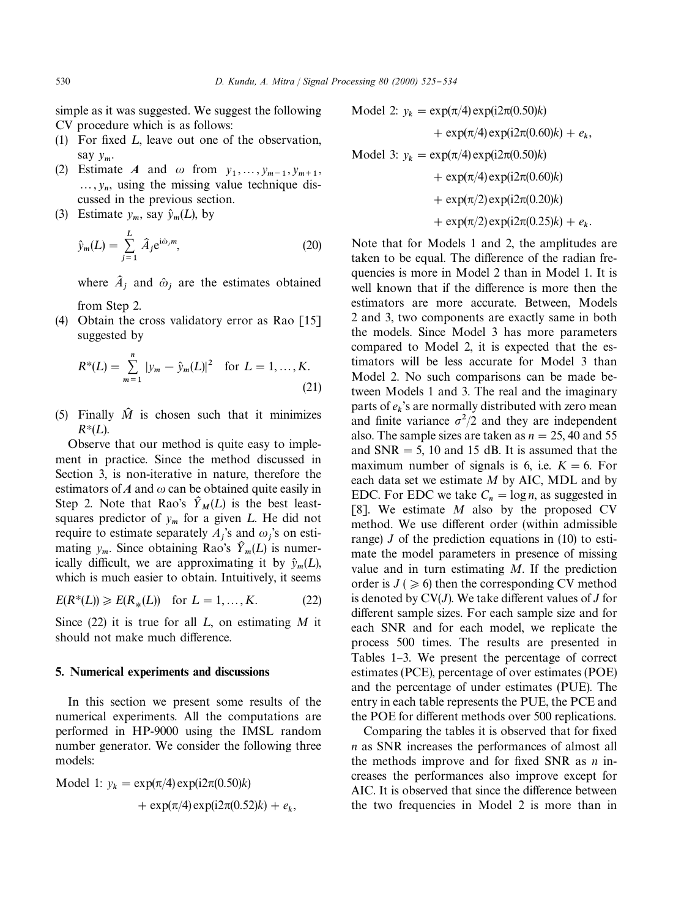simple as it was suggested. We suggest the following CV procedure which is as follows:

(1) For fixed $L$, leave out one of the observation, say $y_m$.
(2) Estimate $\boldsymbol{A}$ and $\omega$ from $y_1, \ldots, y_{m-1}, y_{m+1}, \ldots, y_n$, using the missing value technique discussed in the previous section.
(3) Estimate $y_m$, say $\hat{y}_m(L)$, by

$$\hat{y}_m(L) = \sum_{j=1}^{L} \hat{A}_j e^{i\hat{\omega}_j m}, \tag{20}$$

where $\hat{A}_j$ and $\hat{\omega}_j$ are the estimates obtained from Step 2.

(4) Obtain the cross validatory error as Rao [15] suggested by

$$R^*(L) = \sum_{m=1}^{n} |y_m - \hat{y}_m(L)|^2 \quad \text{for } L = 1, \ldots, K. \tag{21}$$

(5) Finally $\hat{M}$ is chosen such that it minimizes $R^*(L)$.

Observe that our method is quite easy to implement in practice. Since the method discussed in Section 3, is non-iterative in nature, therefore the estimators of $\boldsymbol{A}$ and $\omega$ can be obtained quite easily in Step 2. Note that Rao's $\hat{Y}_M(L)$ is the best least-squares predictor of $y_m$ for a given $L$. He did not require to estimate separately $A_j$'s and $\omega_j$'s on estimating $y_m$. Since obtaining Rao's $\hat{Y}_m(L)$ is numerically difficult, we are approximating it by $\hat{y}_m(L)$, which is much easier to obtain. Intuitively, it seems

$$E(R^*(L)) \geqslant E(R_*(L)) \quad \text{for } L = 1, \ldots, K. \tag{22}$$

Since (22) it is true for all $L$, on estimating $M$ it should not make much difference.

## 5. Numerical experiments and discussions

In this section we present some results of the numerical experiments. All the computations are performed in HP-9000 using the IMSL random number generator. We consider the following three models:

Model 1: $y_k = \exp(\pi/4)\exp(i2\pi(0.50)k) + \exp(\pi/4)\exp(i2\pi(0.52)k) + e_k,$

Model 2: $y_k = \exp(\pi/4)\exp(i2\pi(0.50)k) + \exp(\pi/4)\exp(i2\pi(0.60)k) + e_k,$

Model 3: $y_k = \exp(\pi/4)\exp(i2\pi(0.50)k) + \exp(\pi/4)\exp(i2\pi(0.60)k) + \exp(\pi/2)\exp(i2\pi(0.20)k) + \exp(\pi/2)\exp(i2\pi(0.25)k) + e_k.$

Note that for Models 1 and 2, the amplitudes are taken to be equal. The difference of the radian frequencies is more in Model 2 than in Model 1. It is well known that if the difference is more then the estimators are more accurate. Between, Models 2 and 3, two components are exactly same in both the models. Since Model 3 has more parameters compared to Model 2, it is expected that the estimators will be less accurate for Model 3 than Model 2. No such comparisons can be made between Models 1 and 3. The real and the imaginary parts of $e_k$'s are normally distributed with zero mean and finite variance $\sigma^2/2$ and they are independent also. The sample sizes are taken as $n = 25$, 40 and 55 and SNR = 5, 10 and 15 dB. It is assumed that the maximum number of signals is 6, i.e. $K = 6$. For each data set we estimate $M$ by AIC, MDL and by EDC. For EDC we take $C_n = \log n$, as suggested in [8]. We estimate $M$ also by the proposed CV method. We use different order (within admissible range) $J$ of the prediction equations in (10) to estimate the model parameters in presence of missing value and in turn estimating $M$. If the prediction order is $J$ ($\geqslant 6$) then the corresponding CV method is denoted by CV($J$). We take different values of $J$ for different sample sizes. For each sample size and for each SNR and for each model, we replicate the process 500 times. The results are presented in Tables 1–3. We present the percentage of correct estimates (PCE), percentage of over estimates (POE) and the percentage of under estimates (PUE). The entry in each table represents the PUE, the PCE and the POE for different methods over 500 replications.

Comparing the tables it is observed that for fixed $n$ as SNR increases the performances of almost all the methods improve and for fixed SNR as $n$ increases the performances also improve except for AIC. It is observed that since the difference between the two frequencies in Model 2 is more than in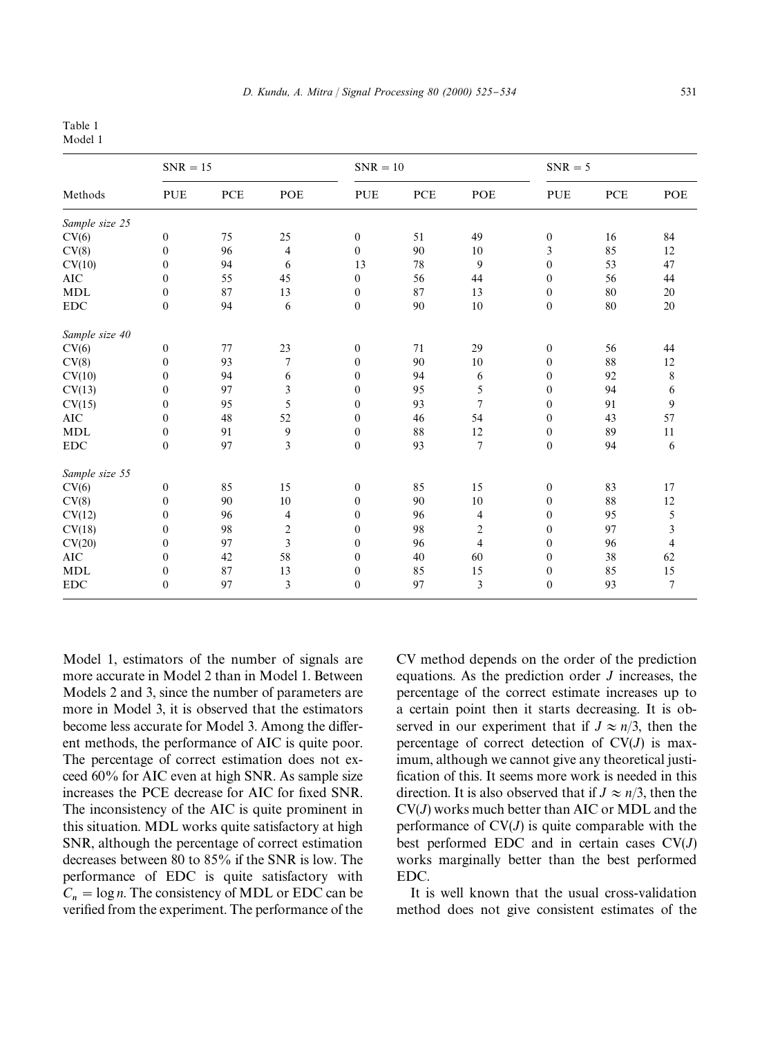Table 1
Model 1

| Methods | SNR = 15 | | | SNR = 10 | | | SNR = 5 | | |
|---|---|---|---|---|---|---|---|---|---|
| | PUE | PCE | POE | PUE | PCE | POE | PUE | PCE | POE |
| *Sample size 25* | | | | | | | | | |
| CV(6) | 0 | 75 | 25 | 0 | 51 | 49 | 0 | 16 | 84 |
| CV(8) | 0 | 96 | 4 | 0 | 90 | 10 | 3 | 85 | 12 |
| CV(10) | 0 | 94 | 6 | 13 | 78 | 9 | 0 | 53 | 47 |
| AIC | 0 | 55 | 45 | 0 | 56 | 44 | 0 | 56 | 44 |
| MDL | 0 | 87 | 13 | 0 | 87 | 13 | 0 | 80 | 20 |
| EDC | 0 | 94 | 6 | 0 | 90 | 10 | 0 | 80 | 20 |
| *Sample size 40* | | | | | | | | | |
| CV(6) | 0 | 77 | 23 | 0 | 71 | 29 | 0 | 56 | 44 |
| CV(8) | 0 | 93 | 7 | 0 | 90 | 10 | 0 | 88 | 12 |
| CV(10) | 0 | 94 | 6 | 0 | 94 | 6 | 0 | 92 | 8 |
| CV(13) | 0 | 97 | 3 | 0 | 95 | 5 | 0 | 94 | 6 |
| CV(15) | 0 | 95 | 5 | 0 | 93 | 7 | 0 | 91 | 9 |
| AIC | 0 | 48 | 52 | 0 | 46 | 54 | 0 | 43 | 57 |
| MDL | 0 | 91 | 9 | 0 | 88 | 12 | 0 | 89 | 11 |
| EDC | 0 | 97 | 3 | 0 | 93 | 7 | 0 | 94 | 6 |
| *Sample size 55* | | | | | | | | | |
| CV(6) | 0 | 85 | 15 | 0 | 85 | 15 | 0 | 83 | 17 |
| CV(8) | 0 | 90 | 10 | 0 | 90 | 10 | 0 | 88 | 12 |
| CV(12) | 0 | 96 | 4 | 0 | 96 | 4 | 0 | 95 | 5 |
| CV(18) | 0 | 98 | 2 | 0 | 98 | 2 | 0 | 97 | 3 |
| CV(20) | 0 | 97 | 3 | 0 | 96 | 4 | 0 | 96 | 4 |
| AIC | 0 | 42 | 58 | 0 | 40 | 60 | 0 | 38 | 62 |
| MDL | 0 | 87 | 13 | 0 | 85 | 15 | 0 | 85 | 15 |
| EDC | 0 | 97 | 3 | 0 | 97 | 3 | 0 | 93 | 7 |

Model 1, estimators of the number of signals are more accurate in Model 2 than in Model 1. Between Models 2 and 3, since the number of parameters are more in Model 3, it is observed that the estimators become less accurate for Model 3. Among the different methods, the performance of AIC is quite poor. The percentage of correct estimation does not exceed 60% for AIC even at high SNR. As sample size increases the PCE decrease for AIC for fixed SNR. The inconsistency of the AIC is quite prominent in this situation. MDL works quite satisfactory at high SNR, although the percentage of correct estimation decreases between 80 to 85% if the SNR is low. The performance of EDC is quite satisfactory with $C_n = \log n$. The consistency of MDL or EDC can be verified from the experiment. The performance of the CV method depends on the order of the prediction equations. As the prediction order $J$ increases, the percentage of the correct estimate increases up to a certain point then it starts decreasing. It is observed in our experiment that if $J \approx n/3$, then the percentage of correct detection of CV($J$) is maximum, although we cannot give any theoretical justification of this. It seems more work is needed in this direction. It is also observed that if $J \approx n/3$, then the CV($J$) works much better than AIC or MDL and the performance of CV($J$) is quite comparable with the best performed EDC and in certain cases CV($J$) works marginally better than the best performed EDC.

It is well known that the usual cross-validation method does not give consistent estimates of the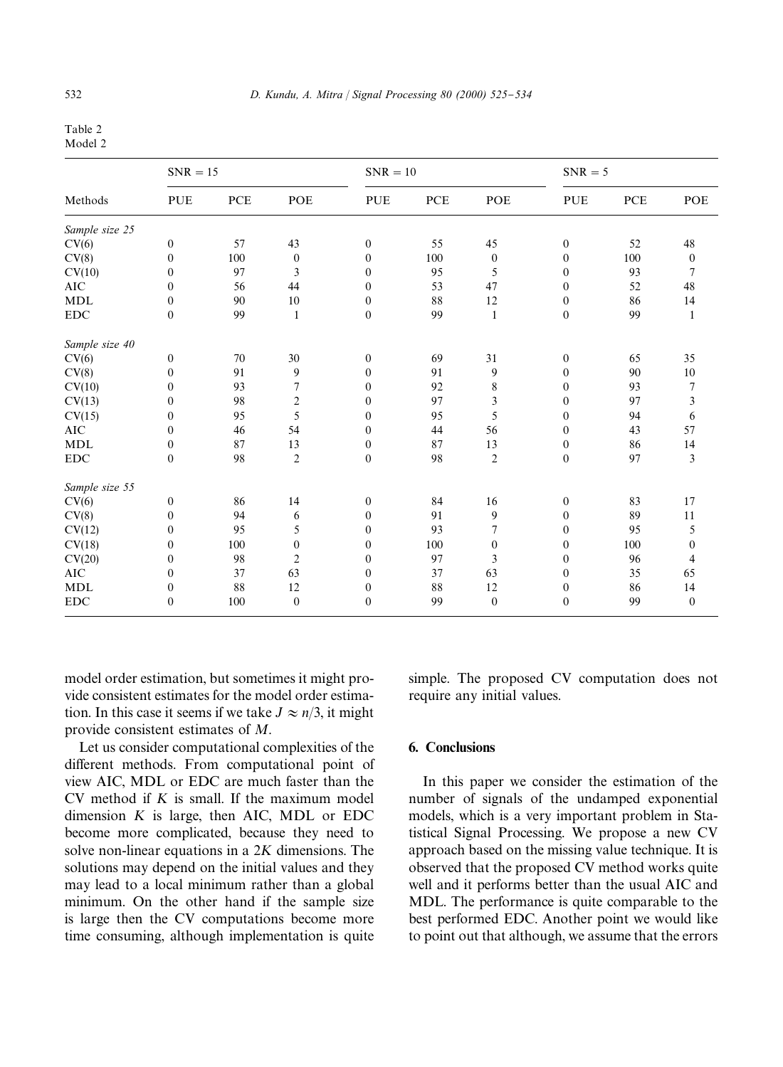Table 2
Model 2

| Methods | SNR = 15 | | | SNR = 10 | | | SNR = 5 | | |
|---|---|---|---|---|---|---|---|---|---|
| | PUE | PCE | POE | PUE | PCE | POE | PUE | PCE | POE |
| *Sample size 25* | | | | | | | | | |
| CV(6) | 0 | 57 | 43 | 0 | 55 | 45 | 0 | 52 | 48 |
| CV(8) | 0 | 100 | 0 | 0 | 100 | 0 | 0 | 100 | 0 |
| CV(10) | 0 | 97 | 3 | 0 | 95 | 5 | 0 | 93 | 7 |
| AIC | 0 | 56 | 44 | 0 | 53 | 47 | 0 | 52 | 48 |
| MDL | 0 | 90 | 10 | 0 | 88 | 12 | 0 | 86 | 14 |
| EDC | 0 | 99 | 1 | 0 | 99 | 1 | 0 | 99 | 1 |
| *Sample size 40* | | | | | | | | | |
| CV(6) | 0 | 70 | 30 | 0 | 69 | 31 | 0 | 65 | 35 |
| CV(8) | 0 | 91 | 9 | 0 | 91 | 9 | 0 | 90 | 10 |
| CV(10) | 0 | 93 | 7 | 0 | 92 | 8 | 0 | 93 | 7 |
| CV(13) | 0 | 98 | 2 | 0 | 97 | 3 | 0 | 97 | 3 |
| CV(15) | 0 | 95 | 5 | 0 | 95 | 5 | 0 | 94 | 6 |
| AIC | 0 | 46 | 54 | 0 | 44 | 56 | 0 | 43 | 57 |
| MDL | 0 | 87 | 13 | 0 | 87 | 13 | 0 | 86 | 14 |
| EDC | 0 | 98 | 2 | 0 | 98 | 2 | 0 | 97 | 3 |
| *Sample size 55* | | | | | | | | | |
| CV(6) | 0 | 86 | 14 | 0 | 84 | 16 | 0 | 83 | 17 |
| CV(8) | 0 | 94 | 6 | 0 | 91 | 9 | 0 | 89 | 11 |
| CV(12) | 0 | 95 | 5 | 0 | 93 | 7 | 0 | 95 | 5 |
| CV(18) | 0 | 100 | 0 | 0 | 100 | 0 | 0 | 100 | 0 |
| CV(20) | 0 | 98 | 2 | 0 | 97 | 3 | 0 | 96 | 4 |
| AIC | 0 | 37 | 63 | 0 | 37 | 63 | 0 | 35 | 65 |
| MDL | 0 | 88 | 12 | 0 | 88 | 12 | 0 | 86 | 14 |
| EDC | 0 | 100 | 0 | 0 | 99 | 0 | 0 | 99 | 0 |

model order estimation, but sometimes it might provide consistent estimates for the model order estimation. In this case it seems if we take $J \approx n/3$, it might provide consistent estimates of $M$.

Let us consider computational complexities of the different methods. From computational point of view AIC, MDL or EDC are much faster than the CV method if $K$ is small. If the maximum model dimension $K$ is large, then AIC, MDL or EDC become more complicated, because they need to solve non-linear equations in a $2K$ dimensions. The solutions may depend on the initial values and they may lead to a local minimum rather than a global minimum. On the other hand if the sample size is large then the CV computations become more time consuming, although implementation is quite simple. The proposed CV computation does not require any initial values.

## 6. Conclusions

In this paper we consider the estimation of the number of signals of the undamped exponential models, which is a very important problem in Statistical Signal Processing. We propose a new CV approach based on the missing value technique. It is observed that the proposed CV method works quite well and it performs better than the usual AIC and MDL. The performance is quite comparable to the best performed EDC. Another point we would like to point out that although, we assume that the errors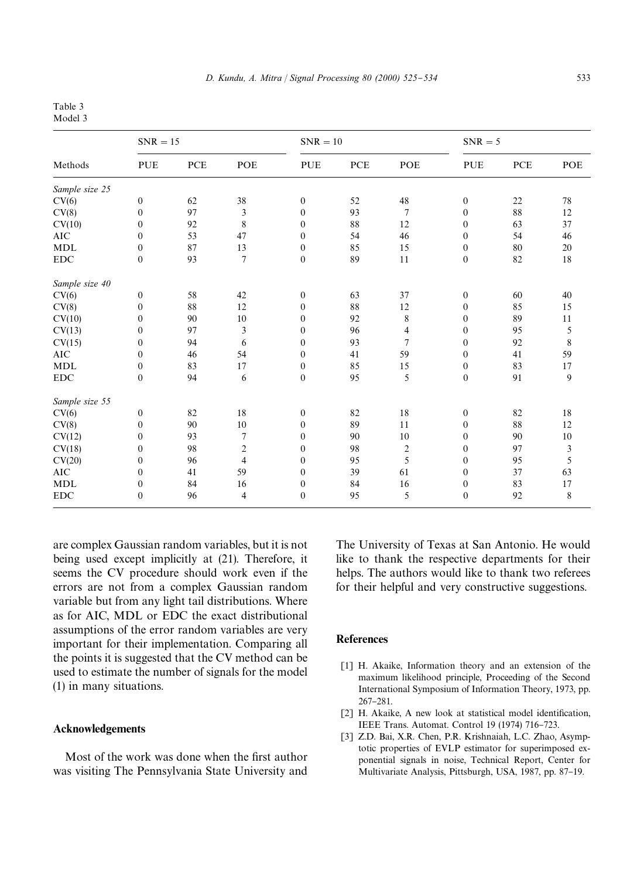Table 3
Model 3

| Methods | SNR = 15 | | | SNR = 10 | | | SNR = 5 | | |
|---|---|---|---|---|---|---|---|---|---|
| | PUE | PCE | POE | PUE | PCE | POE | PUE | PCE | POE |
| *Sample size 25* | | | | | | | | | |
| CV(6) | 0 | 62 | 38 | 0 | 52 | 48 | 0 | 22 | 78 |
| CV(8) | 0 | 97 | 3 | 0 | 93 | 7 | 0 | 88 | 12 |
| CV(10) | 0 | 92 | 8 | 0 | 88 | 12 | 0 | 63 | 37 |
| AIC | 0 | 53 | 47 | 0 | 54 | 46 | 0 | 54 | 46 |
| MDL | 0 | 87 | 13 | 0 | 85 | 15 | 0 | 80 | 20 |
| EDC | 0 | 93 | 7 | 0 | 89 | 11 | 0 | 82 | 18 |
| *Sample size 40* | | | | | | | | | |
| CV(6) | 0 | 58 | 42 | 0 | 63 | 37 | 0 | 60 | 40 |
| CV(8) | 0 | 88 | 12 | 0 | 88 | 12 | 0 | 85 | 15 |
| CV(10) | 0 | 90 | 10 | 0 | 92 | 8 | 0 | 89 | 11 |
| CV(13) | 0 | 97 | 3 | 0 | 96 | 4 | 0 | 95 | 5 |
| CV(15) | 0 | 94 | 6 | 0 | 93 | 7 | 0 | 92 | 8 |
| AIC | 0 | 46 | 54 | 0 | 41 | 59 | 0 | 41 | 59 |
| MDL | 0 | 83 | 17 | 0 | 85 | 15 | 0 | 83 | 17 |
| EDC | 0 | 94 | 6 | 0 | 95 | 5 | 0 | 91 | 9 |
| *Sample size 55* | | | | | | | | | |
| CV(6) | 0 | 82 | 18 | 0 | 82 | 18 | 0 | 82 | 18 |
| CV(8) | 0 | 90 | 10 | 0 | 89 | 11 | 0 | 88 | 12 |
| CV(12) | 0 | 93 | 7 | 0 | 90 | 10 | 0 | 90 | 10 |
| CV(18) | 0 | 98 | 2 | 0 | 98 | 2 | 0 | 97 | 3 |
| CV(20) | 0 | 96 | 4 | 0 | 95 | 5 | 0 | 95 | 5 |
| AIC | 0 | 41 | 59 | 0 | 39 | 61 | 0 | 37 | 63 |
| MDL | 0 | 84 | 16 | 0 | 84 | 16 | 0 | 83 | 17 |
| EDC | 0 | 96 | 4 | 0 | 95 | 5 | 0 | 92 | 8 |

are complex Gaussian random variables, but it is not being used except implicitly at (21). Therefore, it seems the CV procedure should work even if the errors are not from a complex Gaussian random variable but from any light tail distributions. Where as for AIC, MDL or EDC the exact distributional assumptions of the error random variables are very important for their implementation. Comparing all the points it is suggested that the CV method can be used to estimate the number of signals for the model (1) in many situations.

## Acknowledgements

Most of the work was done when the first author was visiting The Pennsylvania State University and The University of Texas at San Antonio. He would like to thank the respective departments for their helps. The authors would like to thank two referees for their helpful and very constructive suggestions.

## References

[1] H. Akaike, Information theory and an extension of the maximum likelihood principle, Proceeding of the Second International Symposium of Information Theory, 1973, pp. 267–281.

[2] H. Akaike, A new look at statistical model identification, IEEE Trans. Automat. Control 19 (1974) 716–723.

[3] Z.D. Bai, X.R. Chen, P.R. Krishnaiah, L.C. Zhao, Asymptotic properties of EVLP estimator for superimposed exponential signals in noise, Technical Report, Center for Multivariate Analysis, Pittsburgh, USA, 1987, pp. 87–19.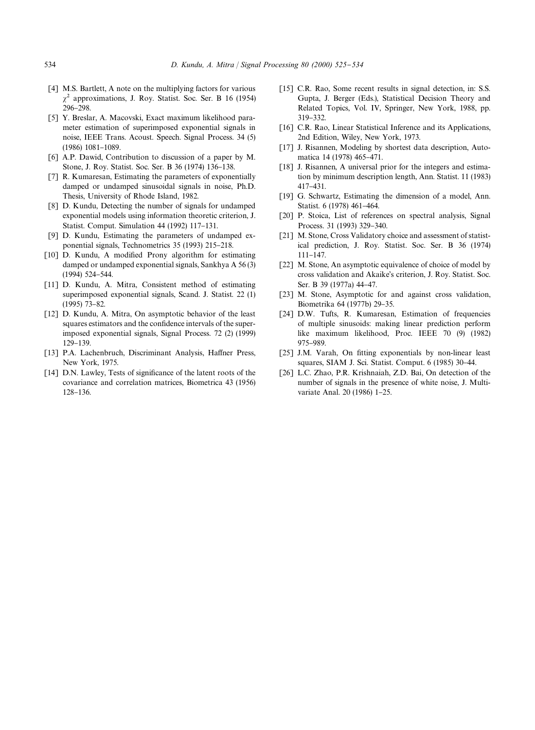[4] M.S. Bartlett, A note on the multiplying factors for various $\chi^2$ approximations, J. Roy. Statist. Soc. Ser. B 16 (1954) 296–298.

[5] Y. Breslar, A. Macovski, Exact maximum likelihood parameter estimation of superimposed exponential signals in noise, IEEE Trans. Acoust. Speech. Signal Process. 34 (5) (1986) 1081–1089.

[6] A.P. Dawid, Contribution to discussion of a paper by M. Stone, J. Roy. Statist. Soc. Ser. B 36 (1974) 136–138.

[7] R. Kumaresan, Estimating the parameters of exponentially damped or undamped sinusoidal signals in noise, Ph.D. Thesis, University of Rhode Island, 1982.

[8] D. Kundu, Detecting the number of signals for undamped exponential models using information theoretic criterion, J. Statist. Comput. Simulation 44 (1992) 117–131.

[9] D. Kundu, Estimating the parameters of undamped exponential signals, Technometrics 35 (1993) 215–218.

[10] D. Kundu, A modified Prony algorithm for estimating damped or undamped exponential signals, Sankhya A 56 (3) (1994) 524–544.

[11] D. Kundu, A. Mitra, Consistent method of estimating superimposed exponential signals, Scand. J. Statist. 22 (1) (1995) 73–82.

[12] D. Kundu, A. Mitra, On asymptotic behavior of the least squares estimators and the confidence intervals of the superimposed exponential signals, Signal Process. 72 (2) (1999) 129–139.

[13] P.A. Lachenbruch, Discriminant Analysis, Haffner Press, New York, 1975.

[14] D.N. Lawley, Tests of significance of the latent roots of the covariance and correlation matrices, Biometrica 43 (1956) 128–136.

[15] C.R. Rao, Some recent results in signal detection, in: S.S. Gupta, J. Berger (Eds.), Statistical Decision Theory and Related Topics, Vol. IV, Springer, New York, 1988, pp. 319–332.

[16] C.R. Rao, Linear Statistical Inference and its Applications, 2nd Edition, Wiley, New York, 1973.

[17] J. Risannen, Modeling by shortest data description, Automatica 14 (1978) 465–471.

[18] J. Risannen, A universal prior for the integers and estimation by minimum description length, Ann. Statist. 11 (1983) 417–431.

[19] G. Schwartz, Estimating the dimension of a model, Ann. Statist. 6 (1978) 461–464.

[20] P. Stoica, List of references on spectral analysis, Signal Process. 31 (1993) 329–340.

[21] M. Stone, Cross Validatory choice and assessment of statistical prediction, J. Roy. Statist. Soc. Ser. B 36 (1974) 111–147.

[22] M. Stone, An asymptotic equivalence of choice of model by cross validation and Akaike's criterion, J. Roy. Statist. Soc. Ser. B 39 (1977a) 44–47.

[23] M. Stone, Asymptotic for and against cross validation, Biometrika 64 (1977b) 29–35.

[24] D.W. Tufts, R. Kumaresan, Estimation of frequencies of multiple sinusoids: making linear prediction perform like maximum likelihood, Proc. IEEE 70 (9) (1982) 975–989.

[25] J.M. Varah, On fitting exponentials by non-linear least squares, SIAM J. Sci. Statist. Comput. 6 (1985) 30–44.

[26] L.C. Zhao, P.R. Krishnaiah, Z.D. Bai, On detection of the number of signals in the presence of white noise, J. Multivariate Anal. 20 (1986) 1–25.